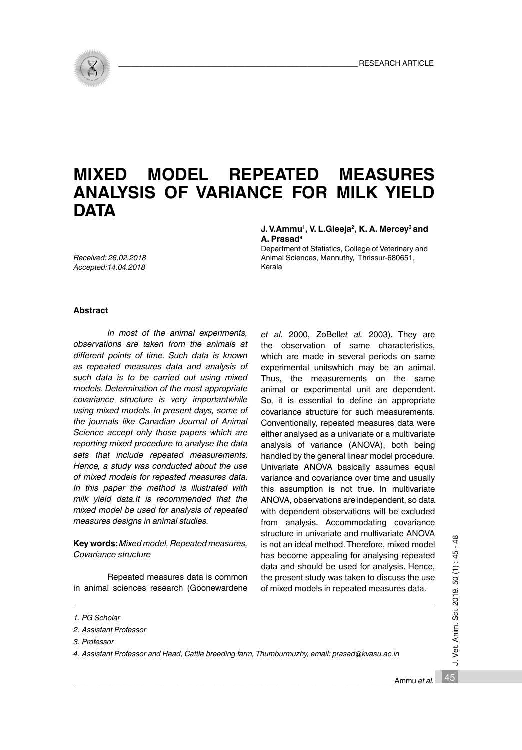RESEARCH ARTICLE

# MIXED MODEL REPEATED MEASURES ANALYSIS OF VARIANCE FOR MILK YIELD DATA

**J. V.Ammu[1], V. L.Gleeja[2], K. A. Mercey[3] and A. Prasad[4]**

Department of Statistics, College of Veterinary and Animal Sciences, Mannuthy, Thrissur-680651, Kerala

*Received: 26.02.2018*
*Accepted:14.04.2018*

## Abstract

*In most of the animal experiments, observations are taken from the animals at different points of time. Such data is known as repeated measures data and analysis of such data is to be carried out using mixed models. Determination of the most appropriate covariance structure is very importantwhile using mixed models. In present days, some of the journals like Canadian Journal of Animal Science accept only those papers which are reporting mixed procedure to analyse the data sets that include repeated measurements. Hence, a study was conducted about the use of mixed models for repeated measures data. In this paper the method is illustrated with milk yield data.It is recommended that the mixed model be used for analysis of repeated measures designs in animal studies.*

**Key words:** *Mixed model, Repeated measures, Covariance structure*

Repeated measures data is common in animal sciences research (Goonewardene *et al*. 2000, ZoBell*et al.* 2003). They are the observation of same characteristics, which are made in several periods on same experimental unitswhich may be an animal. Thus, the measurements on the same animal or experimental unit are dependent. So, it is essential to define an appropriate covariance structure for such measurements. Conventionally, repeated measures data were either analysed as a univariate or a multivariate analysis of variance (ANOVA), both being handled by the general linear model procedure. Univariate ANOVA basically assumes equal variance and covariance over time and usually this assumption is not true. In multivariate ANOVA, observations are independent, so data with dependent observations will be excluded from analysis. Accommodating covariance structure in univariate and multivariate ANOVA is not an ideal method. Therefore, mixed model has become appealing for analysing repeated data and should be used for analysis. Hence, the present study was taken to discuss the use of mixed models in repeated measures data.

---

*1. PG Scholar*

*2. Assistant Professor*

*3. Professor*

*4. Assistant Professor and Head, Cattle breeding farm, Thumburmuzhy, email: prasad@kvasu.ac.in*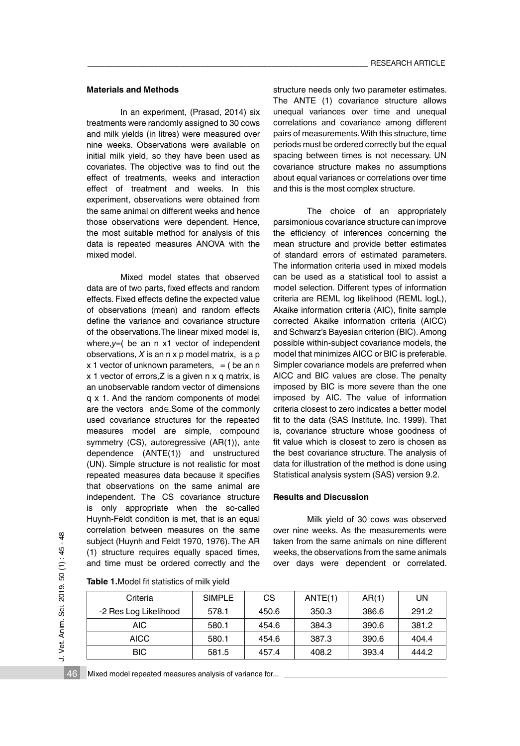**Materials and Methods**

In an experiment, (Prasad, 2014) six treatments were randomly assigned to 30 cows and milk yields (in litres) were measured over nine weeks. Observations were available on initial milk yield, so they have been used as covariates. The objective was to find out the effect of treatments, weeks and interaction effect of treatment and weeks. In this experiment, observations were obtained from the same animal on different weeks and hence those observations were dependent. Hence, the most suitable method for analysis of this data is repeated measures ANOVA with the mixed model.

Mixed model states that observed data are of two parts, fixed effects and random effects. Fixed effects define the expected value of observations (mean) and random effects define the variance and covariance structure of the observations.The linear mixed model is, where,*y*=( be an n x1 vector of independent observations, *X* is an n x p model matrix, is a p x 1 vector of unknown parameters, = ( be an n x 1 vector of errors,Z is a given n x q matrix, is an unobservable random vector of dimensions q x 1. And the random components of model are the vectors and∈.Some of the commonly used covariance structures for the repeated measures model are simple, compound symmetry (CS), autoregressive (AR(1)), ante dependence (ANTE(1)) and unstructured (UN). Simple structure is not realistic for most repeated measures data because it specifies that observations on the same animal are independent. The CS covariance structure is only appropriate when the so-called Huynh-Feldt condition is met, that is an equal correlation between measures on the same subject (Huynh and Feldt 1970, 1976). The AR (1) structure requires equally spaced times, and time must be ordered correctly and the structure needs only two parameter estimates. The ANTE (1) covariance structure allows unequal variances over time and unequal correlations and covariance among different pairs of measurements. With this structure, time periods must be ordered correctly but the equal spacing between times is not necessary. UN covariance structure makes no assumptions about equal variances or correlations over time and this is the most complex structure.

The choice of an appropriately parsimonious covariance structure can improve the efficiency of inferences concerning the mean structure and provide better estimates of standard errors of estimated parameters. The information criteria used in mixed models can be used as a statistical tool to assist a model selection. Different types of information criteria are REML log likelihood (REML logL), Akaike information criteria (AIC), finite sample corrected Akaike information criteria (AICC) and Schwarz's Bayesian criterion (BIC). Among possible within-subject covariance models, the model that minimizes AICC or BIC is preferable. Simpler covariance models are preferred when AICC and BIC values are close. The penalty imposed by BIC is more severe than the one imposed by AIC. The value of information criteria closest to zero indicates a better model fit to the data (SAS Institute, Inc. 1999). That is, covariance structure whose goodness of fit value which is closest to zero is chosen as the best covariance structure. The analysis of data for illustration of the method is done using Statistical analysis system (SAS) version 9.2.

**Results and Discussion**

Milk yield of 30 cows was observed over nine weeks. As the measurements were taken from the same animals on nine different weeks, the observations from the same animals over days were dependent or correlated.

**Table 1.**Model fit statistics of milk yield

| Criteria | SIMPLE | CS | ANTE(1) | AR(1) | UN |
|---|---|---|---|---|---|
| -2 Res Log Likelihood | 578.1 | 450.6 | 350.3 | 386.6 | 291.2 |
| AIC | 580.1 | 454.6 | 384.3 | 390.6 | 381.2 |
| AICC | 580.1 | 454.6 | 387.3 | 390.6 | 404.4 |
| BIC | 581.5 | 457.4 | 408.2 | 393.4 | 444.2 |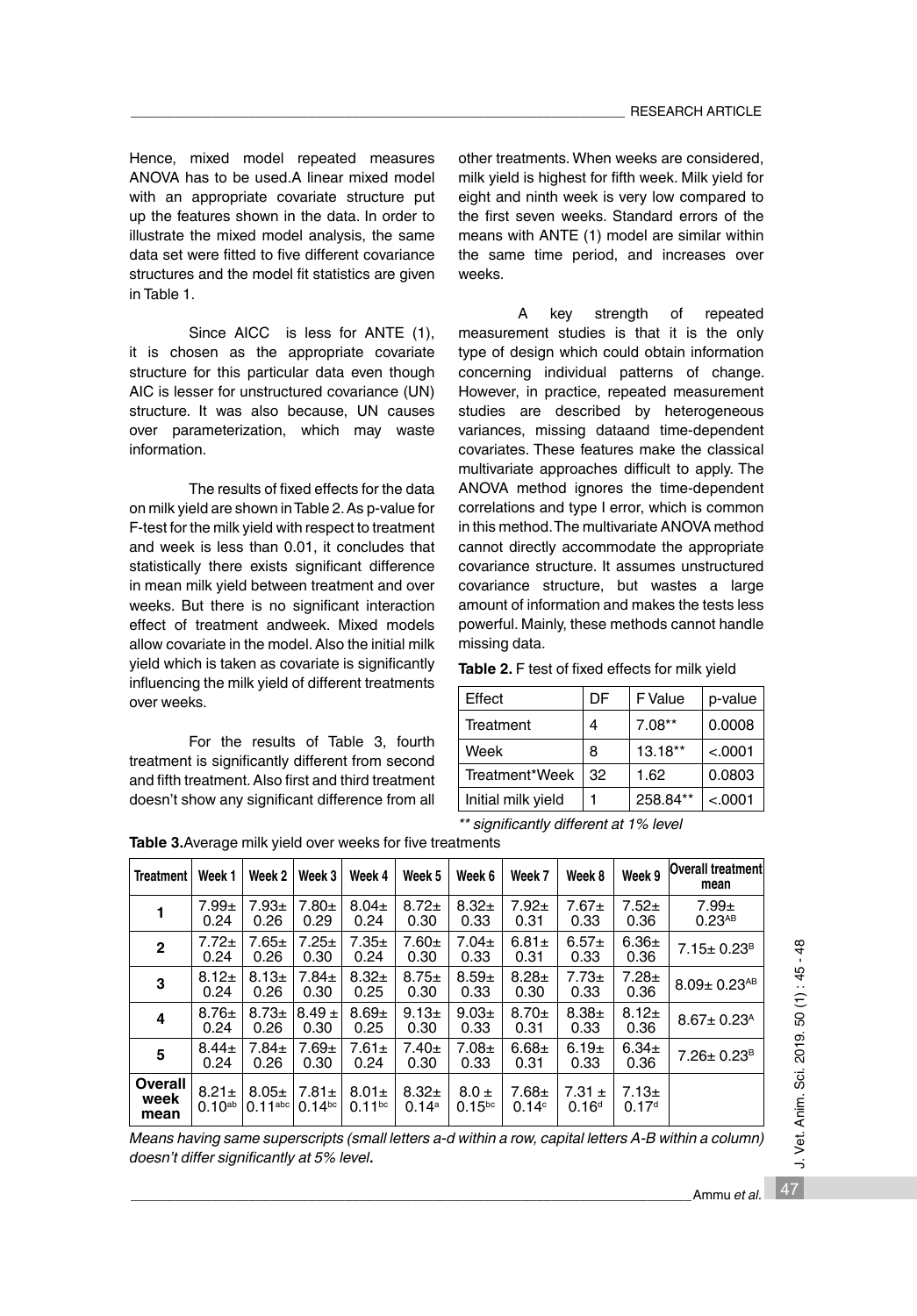Hence, mixed model repeated measures ANOVA has to be used.A linear mixed model with an appropriate covariate structure put up the features shown in the data. In order to illustrate the mixed model analysis, the same data set were fitted to five different covariance structures and the model fit statistics are given in Table 1.

Since AICC is less for ANTE (1), it is chosen as the appropriate covariate structure for this particular data even though AIC is lesser for unstructured covariance (UN) structure. It was also because, UN causes over parameterization, which may waste information.

The results of fixed effects for the data on milk yield are shown in Table 2. As p-value for F-test for the milk yield with respect to treatment and week is less than 0.01, it concludes that statistically there exists significant difference in mean milk yield between treatment and over weeks. But there is no significant interaction effect of treatment andweek. Mixed models allow covariate in the model. Also the initial milk yield which is taken as covariate is significantly influencing the milk yield of different treatments over weeks.

For the results of Table 3, fourth treatment is significantly different from second and fifth treatment. Also first and third treatment doesn't show any significant difference from all other treatments. When weeks are considered, milk yield is highest for fifth week. Milk yield for eight and ninth week is very low compared to the first seven weeks. Standard errors of the means with ANTE (1) model are similar within the same time period, and increases over weeks.

A key strength of repeated measurement studies is that it is the only type of design which could obtain information concerning individual patterns of change. However, in practice, repeated measurement studies are described by heterogeneous variances, missing dataand time-dependent covariates. These features make the classical multivariate approaches difficult to apply. The ANOVA method ignores the time-dependent correlations and type I error, which is common in this method. The multivariate ANOVA method cannot directly accommodate the appropriate covariance structure. It assumes unstructured covariance structure, but wastes a large amount of information and makes the tests less powerful. Mainly, these methods cannot handle missing data.

**Table 2.** F test of fixed effects for milk yield

| Effect | DF | F Value | p-value |
|---|---|---|---|
| Treatment | 4 | 7.08** | 0.0008 |
| Week | 8 | 13.18** | <.0001 |
| Treatment*Week | 32 | 1.62 | 0.0803 |
| Initial milk yield | 1 | 258.84** | <.0001 |

*** significantly different at 1% level*

**Table 3.** Average milk yield over weeks for five treatments

| Treatment | Week 1 | Week 2 | Week 3 | Week 4 | Week 5 | Week 6 | Week 7 | Week 8 | Week 9 | Overall treatment mean |
|---|---|---|---|---|---|---|---|---|---|---|
| 1 | 7.99± 0.24 | 7.93± 0.26 | 7.80± 0.29 | 8.04± 0.24 | 8.72± 0.30 | 8.32± 0.33 | 7.92± 0.31 | 7.67± 0.33 | 7.52± 0.36 | 7.99± $0.23^{AB}$ |
| 2 | 7.72± 0.24 | 7.65± 0.26 | 7.25± 0.30 | 7.35± 0.24 | 7.60± 0.30 | 7.04± 0.33 | 6.81± 0.31 | 6.57± 0.33 | 6.36± 0.36 | 7.15± $0.23^{B}$ |
| 3 | 8.12± 0.24 | 8.13± 0.26 | 7.84± 0.30 | 8.32± 0.25 | 8.75± 0.30 | 8.59± 0.33 | 8.28± 0.30 | 7.73± 0.33 | 7.28± 0.36 | 8.09± $0.23^{AB}$ |
| 4 | 8.76± 0.24 | 8.73± 0.26 | 8.49 ± 0.30 | 8.69± 0.25 | 9.13± 0.30 | 9.03± 0.33 | 8.70± 0.31 | 8.38± 0.33 | 8.12± 0.36 | 8.67± $0.23^{A}$ |
| 5 | 8.44± 0.24 | 7.84± 0.26 | 7.69± 0.30 | 7.61± 0.24 | 7.40± 0.30 | 7.08± 0.33 | 6.68± 0.31 | 6.19± 0.33 | 6.34± 0.36 | 7.26± $0.23^{B}$ |
| Overall week mean | 8.21± $0.10^{ab}$ | 8.05± $0.11^{abc}$ | 7.81± $0.14^{bc}$ | 8.01± $0.11^{bc}$ | 8.32± $0.14^{a}$ | 8.0 ± $0.15^{bc}$ | 7.68± $0.14^{c}$ | 7.31 ± $0.16^{d}$ | 7.13± $0.17^{d}$ | |

*Means having same superscripts (small letters a-d within a row, capital letters A-B within a column) doesn't differ significantly at 5% level***.**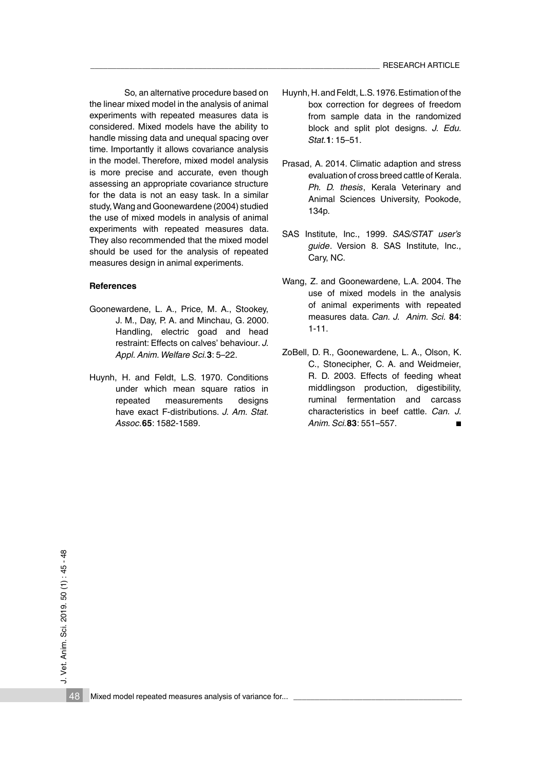So, an alternative procedure based on the linear mixed model in the analysis of animal experiments with repeated measures data is considered. Mixed models have the ability to handle missing data and unequal spacing over time. Importantly it allows covariance analysis in the model. Therefore, mixed model analysis is more precise and accurate, even though assessing an appropriate covariance structure for the data is not an easy task. In a similar study, Wang and Goonewardene (2004) studied the use of mixed models in analysis of animal experiments with repeated measures data. They also recommended that the mixed model should be used for the analysis of repeated measures design in animal experiments.

### References

Goonewardene, L. A., Price, M. A., Stookey, J. M., Day, P. A. and Minchau, G. 2000. Handling, electric goad and head restraint: Effects on calves' behaviour. *J. Appl. Anim. Welfare Sci.* **3**: 5–22.

Huynh, H. and Feldt, L.S. 1970. Conditions under which mean square ratios in repeated measurements designs have exact F-distributions. *J. Am. Stat. Assoc.* **65**: 1582-1589.

Huynh, H. and Feldt, L.S. 1976. Estimation of the box correction for degrees of freedom from sample data in the randomized block and split plot designs. *J. Edu. Stat.* **1**: 15–51.

Prasad, A. 2014. Climatic adaption and stress evaluation of cross breed cattle of Kerala. *Ph. D. thesis*, Kerala Veterinary and Animal Sciences University, Pookode, 134p.

SAS Institute, Inc., 1999. *SAS/STAT user's guide*. Version 8. SAS Institute, Inc., Cary, NC.

Wang, Z. and Goonewardene, L.A. 2004. The use of mixed models in the analysis of animal experiments with repeated measures data. *Can. J. Anim. Sci.* **84**: 1-11.

ZoBell, D. R., Goonewardene, L. A., Olson, K. C., Stonecipher, C. A. and Weidmeier, R. D. 2003. Effects of feeding wheat middlingson production, digestibility, ruminal fermentation and carcass characteristics in beef cattle. *Can. J. Anim. Sci.* **83**: 551–557.